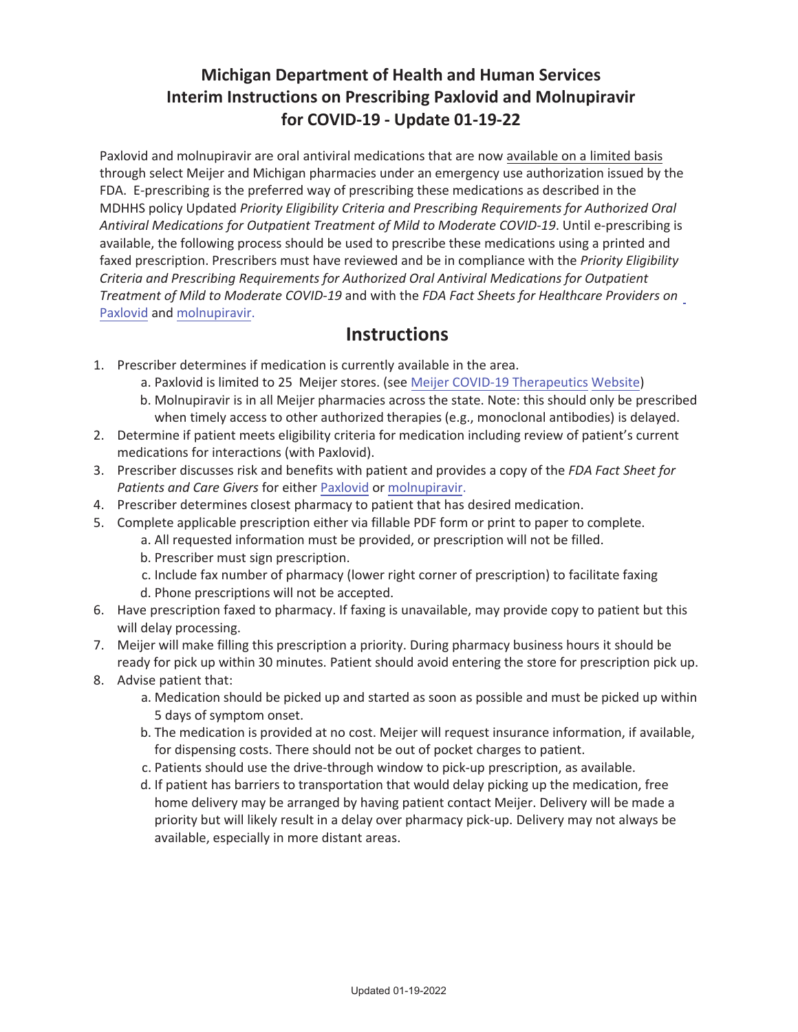# Michigan Department of Health and Human Services Interim Instructions on Prescribing Paxlovid and Molnupiravir for COVID-19 - Update 01-19-22

Paxlovid and molnupiravir are oral antiviral medications that are now available on a limited basis through select Meijer and Michigan pharmacies under an emergency use authorization issued by the FDA. E-prescribing is the preferred way of prescribing these medications as described in the MDHHS policy Updated *Priority Eligibility Criteria and Prescribing Requirements for Authorized Oral Antiviral Medications for Outpatient Treatment of Mild to Moderate COVID-19*. Until e-prescribing is available, the following process should be used to prescribe these medications using a printed and faxed prescription. Prescribers must have reviewed and be in compliance with the *Priority Eligibility Criteria and Prescribing Requirements for Authorized Oral Antiviral Medications for Outpatient Treatment of Mild to Moderate COVID-19* and with the *FDA Fact Sheets for Healthcare Providers on* Paxlovid and molnupiravir.

## Instructions

1. Prescriber determines if medication is currently available in the area.
   a. Paxlovid is limited to 25 Meijer stores. (see Meijer COVID-19 Therapeutics Website)
   b. Molnupiravir is in all Meijer pharmacies across the state. Note: this should only be prescribed when timely access to other authorized therapies (e.g., monoclonal antibodies) is delayed.
2. Determine if patient meets eligibility criteria for medication including review of patient's current medications for interactions (with Paxlovid).
3. Prescriber discusses risk and benefits with patient and provides a copy of the *FDA Fact Sheet for Patients and Care Givers* for either Paxlovid or molnupiravir.
4. Prescriber determines closest pharmacy to patient that has desired medication.
5. Complete applicable prescription either via fillable PDF form or print to paper to complete.
   a. All requested information must be provided, or prescription will not be filled.
   b. Prescriber must sign prescription.
   c. Include fax number of pharmacy (lower right corner of prescription) to facilitate faxing
   d. Phone prescriptions will not be accepted.
6. Have prescription faxed to pharmacy. If faxing is unavailable, may provide copy to patient but this will delay processing.
7. Meijer will make filling this prescription a priority. During pharmacy business hours it should be ready for pick up within 30 minutes. Patient should avoid entering the store for prescription pick up.
8. Advise patient that:
   a. Medication should be picked up and started as soon as possible and must be picked up within 5 days of symptom onset.
   b. The medication is provided at no cost. Meijer will request insurance information, if available, for dispensing costs. There should not be out of pocket charges to patient.
   c. Patients should use the drive-through window to pick-up prescription, as available.
   d. If patient has barriers to transportation that would delay picking up the medication, free home delivery may be arranged by having patient contact Meijer. Delivery will be made a priority but will likely result in a delay over pharmacy pick-up. Delivery may not always be available, especially in more distant areas.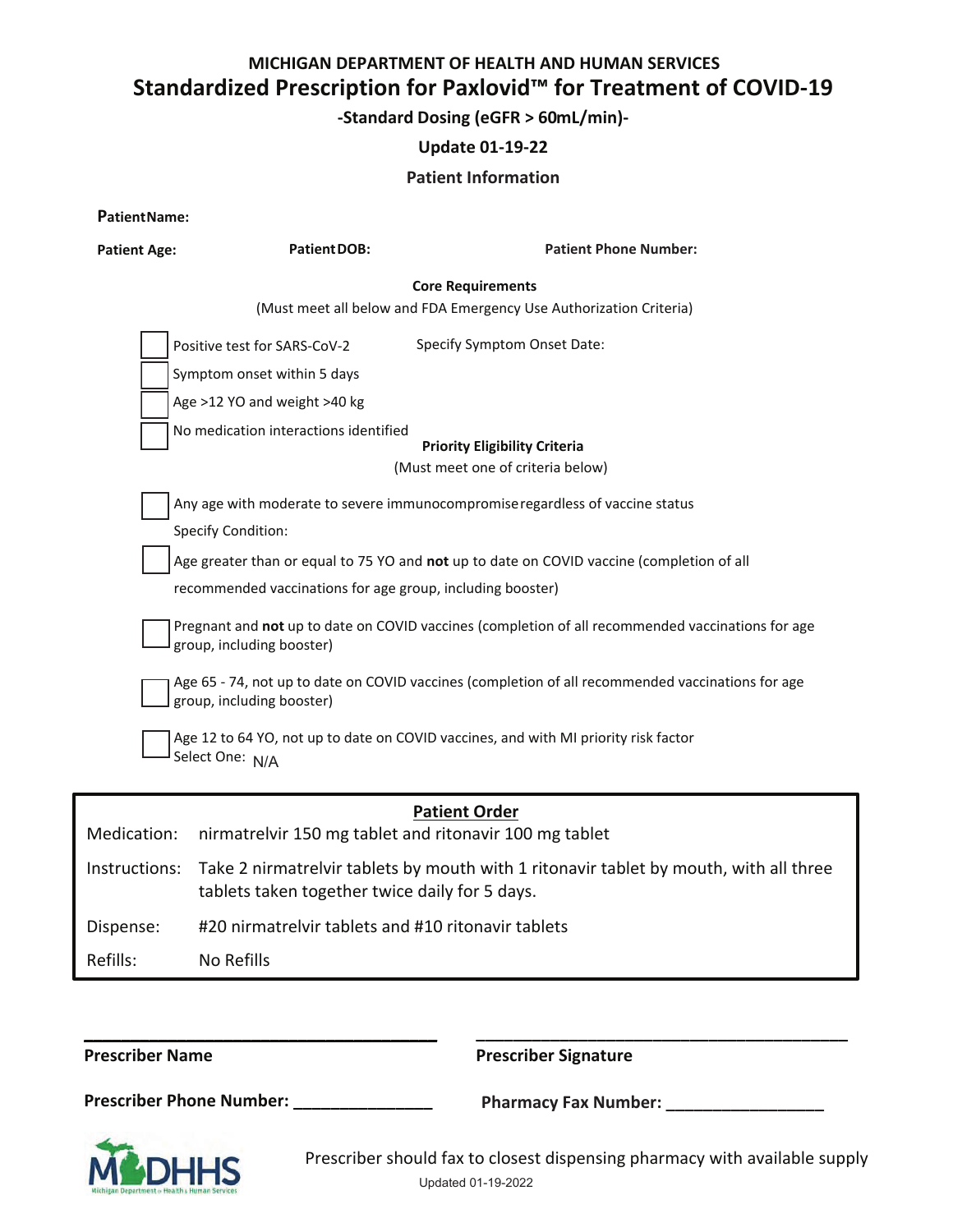**MICHIGAN DEPARTMENT OF HEALTH AND HUMAN SERVICES**

# Standardized Prescription for Paxlovid™ for Treatment of COVID-19

**-Standard Dosing (eGFR > 60mL/min)-**

**Update 01-19-22**

## Patient Information

**Patient Name:**

**Patient Age:** **Patient DOB:** **Patient Phone Number:**

**Core Requirements**

(Must meet all below and FDA Emergency Use Authorization Criteria)

- ☐ Positive test for SARS-CoV-2 Specify Symptom Onset Date:
- ☐ Symptom onset within 5 days
- ☐ Age >12 YO and weight >40 kg
- ☐ No medication interactions identified

**Priority Eligibility Criteria**

(Must meet one of criteria below)

- ☐ Any age with moderate to severe immunocompromise regardless of vaccine status
  Specify Condition:
- ☐ Age greater than or equal to 75 YO and **not** up to date on COVID vaccine (completion of all recommended vaccinations for age group, including booster)
- ☐ Pregnant and **not** up to date on COVID vaccines (completion of all recommended vaccinations for age group, including booster)
- ☐ Age 65 - 74, not up to date on COVID vaccines (completion of all recommended vaccinations for age group, including booster)
- ☐ Age 12 to 64 YO, not up to date on COVID vaccines, and with MI priority risk factor
  Select One: N/A

## Patient Order

| | |
|---|---|
| Medication: | nirmatrelvir 150 mg tablet and ritonavir 100 mg tablet |
| Instructions: | Take 2 nirmatrelvir tablets by mouth with 1 ritonavir tablet by mouth, with all three tablets taken together twice daily for 5 days. |
| Dispense: | #20 nirmatrelvir tablets and #10 ritonavir tablets |
| Refills: | No Refills |

______________________________ ______________________________

**Prescriber Name** **Prescriber Signature**

**Prescriber Phone Number:** _______________ **Pharmacy Fax Number:** _________________

Prescriber should fax to closest dispensing pharmacy with available supply

Updated 01-19-2022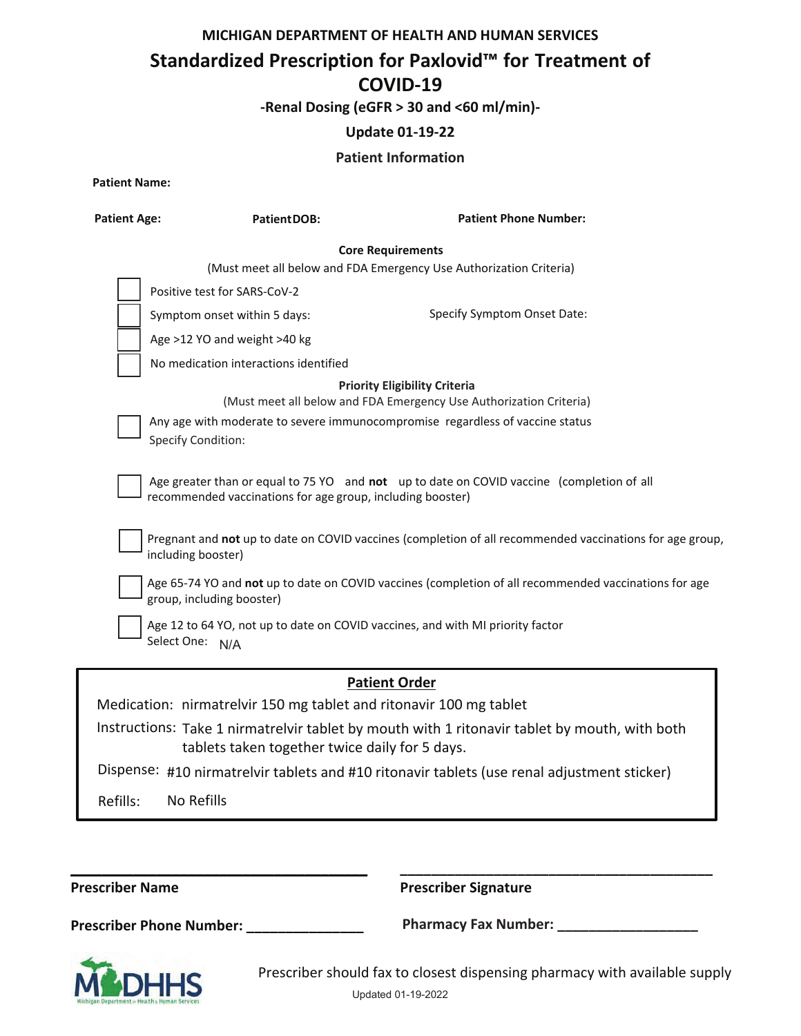MICHIGAN DEPARTMENT OF HEALTH AND HUMAN SERVICES

# Standardized Prescription for Paxlovid™ for Treatment of COVID-19

**-Renal Dosing (eGFR > 30 and <60 ml/min)-**

**Update 01-19-22**

## Patient Information

**Patient Name:**

**Patient Age:** **Patient DOB:** **Patient Phone Number:**

### Core Requirements

(Must meet all below and FDA Emergency Use Authorization Criteria)

- [ ] Positive test for SARS-CoV-2
- [ ] Symptom onset within 5 days: Specify Symptom Onset Date:
- [ ] Age >12 YO and weight >40 kg
- [ ] No medication interactions identified

### Priority Eligibility Criteria

(Must meet all below and FDA Emergency Use Authorization Criteria)

- [ ] Any age with moderate to severe immunocompromise regardless of vaccine status
  Specify Condition:
- [ ] Age greater than or equal to 75 YO and **not** up to date on COVID vaccine (completion of all recommended vaccinations for age group, including booster)
- [ ] Pregnant and **not** up to date on COVID vaccines (completion of all recommended vaccinations for age group, including booster)
- [ ] Age 65-74 YO and **not** up to date on COVID vaccines (completion of all recommended vaccinations for age group, including booster)
- [ ] Age 12 to 64 YO, not up to date on COVID vaccines, and with MI priority factor
  Select One: N/A

### Patient Order

Medication: nirmatrelvir 150 mg tablet and ritonavir 100 mg tablet

Instructions: Take 1 nirmatrelvir tablet by mouth with 1 ritonavir tablet by mouth, with both tablets taken together twice daily for 5 days.

Dispense: #10 nirmatrelvir tablets and #10 ritonavir tablets (use renal adjustment sticker)

Refills: No Refills

_______________________________ _______________________________

**Prescriber Name** **Prescriber Signature**

**Prescriber Phone Number:** _______________ **Pharmacy Fax Number:** __________________

Prescriber should fax to closest dispensing pharmacy with available supply

Updated 01-19-2022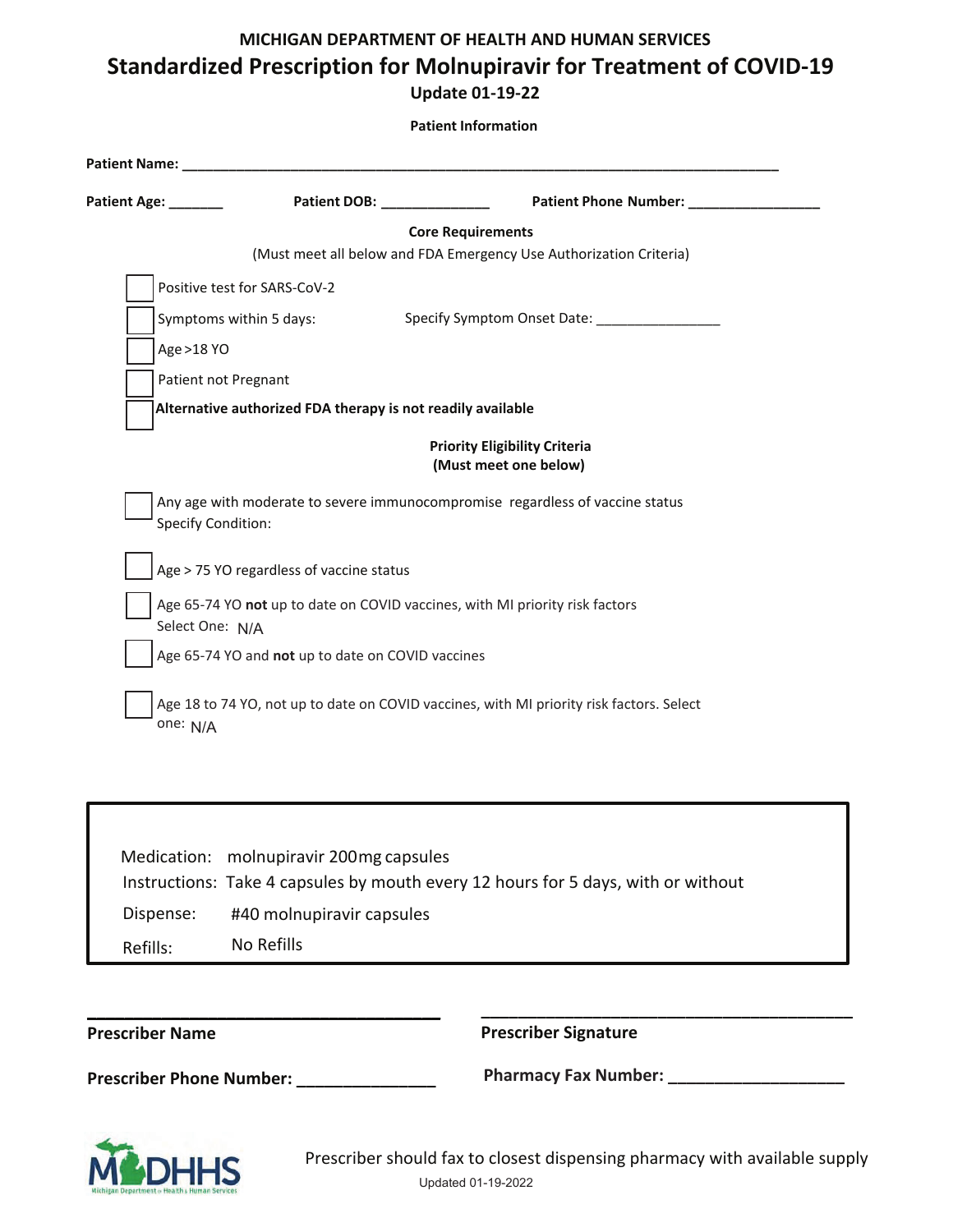**MICHIGAN DEPARTMENT OF HEALTH AND HUMAN SERVICES**

# Standardized Prescription for Molnupiravir for Treatment of COVID-19

**Update 01-19-22**

**Patient Information**

**Patient Name:** ___________________________________________________________________________

**Patient Age:** _______ **Patient DOB:** ______________ **Patient Phone Number:** _________________

**Core Requirements**

(Must meet all below and FDA Emergency Use Authorization Criteria)

- [ ] Positive test for SARS-CoV-2
- [ ] Symptoms within 5 days: Specify Symptom Onset Date: ________________
- [ ] Age >18 YO
- [ ] Patient not Pregnant
- [ ] **Alternative authorized FDA therapy is not readily available**

**Priority Eligibility Criteria**
**(Must meet one below)**

- [ ] Any age with moderate to severe immunocompromise regardless of vaccine status
  Specify Condition:
- [ ] Age > 75 YO regardless of vaccine status
- [ ] Age 65-74 YO **not** up to date on COVID vaccines, with MI priority risk factors
  Select One: N/A
- [ ] Age 65-74 YO and **not** up to date on COVID vaccines
- [ ] Age 18 to 74 YO, not up to date on COVID vaccines, with MI priority risk factors. Select one: N/A

Medication: molnupiravir 200mg capsules

Instructions: Take 4 capsules by mouth every 12 hours for 5 days, with or without

Dispense: #40 molnupiravir capsules

Refills: No Refills

_____________________________________ _____________________________________

**Prescriber Name** **Prescriber Signature**

**Prescriber Phone Number:** _______________ **Pharmacy Fax Number:** ___________________

Prescriber should fax to closest dispensing pharmacy with available supply

Updated 01-19-2022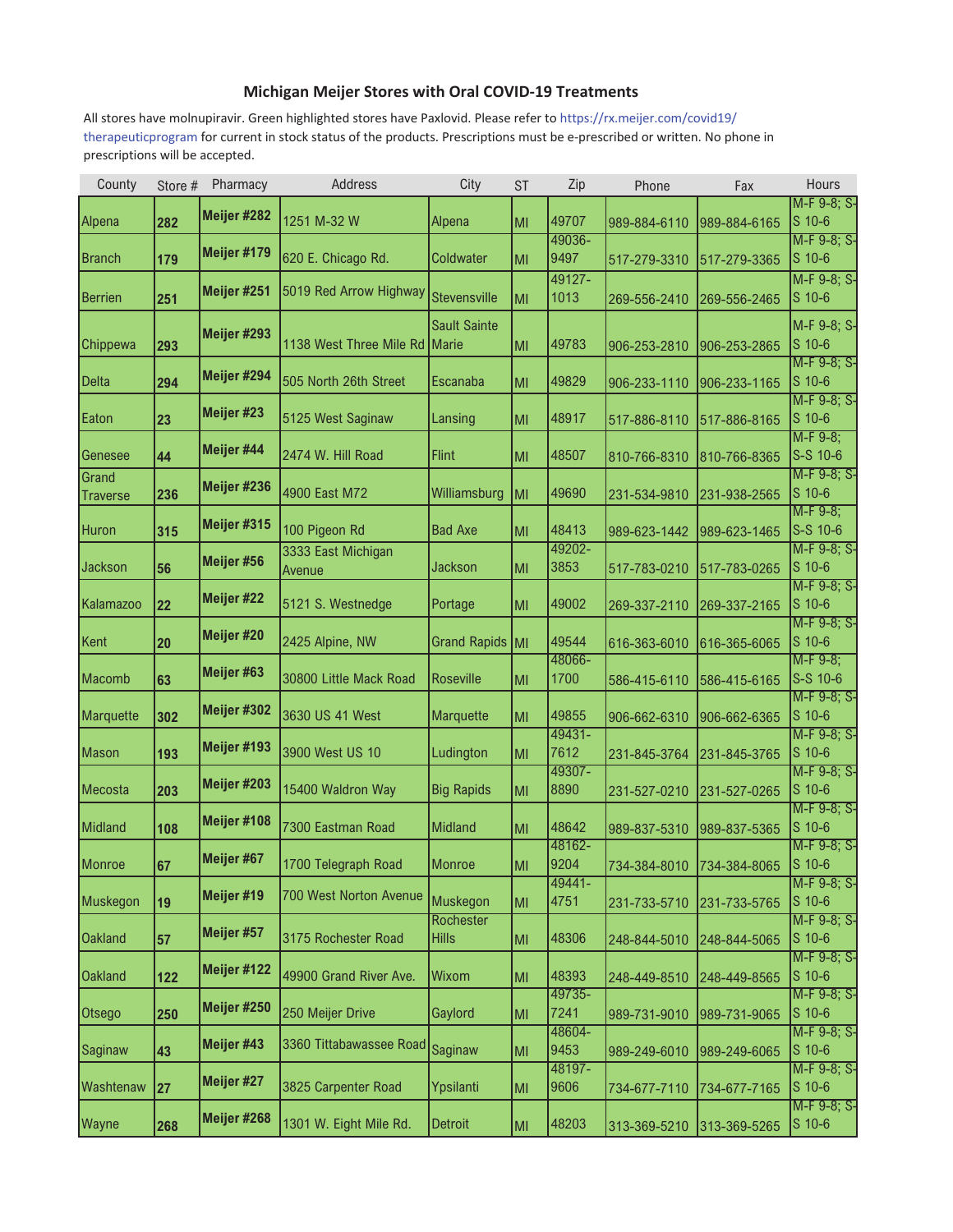## Michigan Meijer Stores with Oral COVID-19 Treatments

All stores have molnupiravir. Green highlighted stores have Paxlovid. Please refer to https://rx.meijer.com/covid19/therapeuticprogram for current in stock status of the products. Prescriptions must be e-prescribed or written. No phone in prescriptions will be accepted.

| County | Store # | Pharmacy | Address | City | ST | Zip | Phone | Fax | Hours |
|---|---|---|---|---|---|---|---|---|---|
| Alpena | **282** | **Meijer #282** | 1251 M-32 W | Alpena | MI | 49707 | 989-884-6110 | 989-884-6165 | M-F 9-8; S-S 10-6 |
| Branch | **179** | **Meijer #179** | 620 E. Chicago Rd. | Coldwater | MI | 49036-9497 | 517-279-3310 | 517-279-3365 | M-F 9-8; S-S 10-6 |
| Berrien | **251** | **Meijer #251** | 5019 Red Arrow Highway | Stevensville | MI | 49127-1013 | 269-556-2410 | 269-556-2465 | M-F 9-8; S-S 10-6 |
| Chippewa | **293** | **Meijer #293** | 1138 West Three Mile Rd | Sault Sainte Marie | MI | 49783 | 906-253-2810 | 906-253-2865 | M-F 9-8; S-S 10-6 |
| Delta | **294** | **Meijer #294** | 505 North 26th Street | Escanaba | MI | 49829 | 906-233-1110 | 906-233-1165 | M-F 9-8; S-S 10-6 |
| Eaton | **23** | **Meijer #23** | 5125 West Saginaw | Lansing | MI | 48917 | 517-886-8110 | 517-886-8165 | M-F 9-8; S-S 10-6 |
| Genesee | **44** | **Meijer #44** | 2474 W. Hill Road | Flint | MI | 48507 | 810-766-8310 | 810-766-8365 | M-F 9-8; S-S 10-6 |
| Grand Traverse | **236** | **Meijer #236** | 4900 East M72 | Williamsburg | MI | 49690 | 231-534-9810 | 231-938-2565 | M-F 9-8; S-S 10-6 |
| Huron | **315** | **Meijer #315** | 100 Pigeon Rd | Bad Axe | MI | 48413 | 989-623-1442 | 989-623-1465 | M-F 9-8; S-S 10-6 |
| Jackson | **56** | **Meijer #56** | 3333 East Michigan Avenue | Jackson | MI | 49202-3853 | 517-783-0210 | 517-783-0265 | M-F 9-8; S-S 10-6 |
| Kalamazoo | **22** | **Meijer #22** | 5121 S. Westnedge | Portage | MI | 49002 | 269-337-2110 | 269-337-2165 | M-F 9-8; S-S 10-6 |
| Kent | **20** | **Meijer #20** | 2425 Alpine, NW | Grand Rapids | MI | 49544 | 616-363-6010 | 616-365-6065 | M-F 9-8; S-S 10-6 |
| Macomb | **63** | **Meijer #63** | 30800 Little Mack Road | Roseville | MI | 48066-1700 | 586-415-6110 | 586-415-6165 | M-F 9-8; S-S 10-6 |
| Marquette | **302** | **Meijer #302** | 3630 US 41 West | Marquette | MI | 49855 | 906-662-6310 | 906-662-6365 | M-F 9-8; S-S 10-6 |
| Mason | **193** | **Meijer #193** | 3900 West US 10 | Ludington | MI | 49431-7612 | 231-845-3764 | 231-845-3765 | M-F 9-8; S-S 10-6 |
| Mecosta | **203** | **Meijer #203** | 15400 Waldron Way | Big Rapids | MI | 49307-8890 | 231-527-0210 | 231-527-0265 | M-F 9-8; S-S 10-6 |
| Midland | **108** | **Meijer #108** | 7300 Eastman Road | Midland | MI | 48642 | 989-837-5310 | 989-837-5365 | M-F 9-8; S-S 10-6 |
| Monroe | **67** | **Meijer #67** | 1700 Telegraph Road | Monroe | MI | 48162-9204 | 734-384-8010 | 734-384-8065 | M-F 9-8; S-S 10-6 |
| Muskegon | **19** | **Meijer #19** | 700 West Norton Avenue | Muskegon | MI | 49441-4751 | 231-733-5710 | 231-733-5765 | M-F 9-8; S-S 10-6 |
| Oakland | **57** | **Meijer #57** | 3175 Rochester Road | Rochester Hills | MI | 48306 | 248-844-5010 | 248-844-5065 | M-F 9-8; S-S 10-6 |
| Oakland | **122** | **Meijer #122** | 49900 Grand River Ave. | Wixom | MI | 48393 | 248-449-8510 | 248-449-8565 | M-F 9-8; S-S 10-6 |
| Otsego | **250** | **Meijer #250** | 250 Meijer Drive | Gaylord | MI | 49735-7241 | 989-731-9010 | 989-731-9065 | M-F 9-8; S-S 10-6 |
| Saginaw | **43** | **Meijer #43** | 3360 Tittabawassee Road | Saginaw | MI | 48604-9453 | 989-249-6010 | 989-249-6065 | M-F 9-8; S-S 10-6 |
| Washtenaw | **27** | **Meijer #27** | 3825 Carpenter Road | Ypsilanti | MI | 48197-9606 | 734-677-7110 | 734-677-7165 | M-F 9-8; S-S 10-6 |
| Wayne | **268** | **Meijer #268** | 1301 W. Eight Mile Rd. | Detroit | MI | 48203 | 313-369-5210 | 313-369-5265 | M-F 9-8; S-S 10-6 |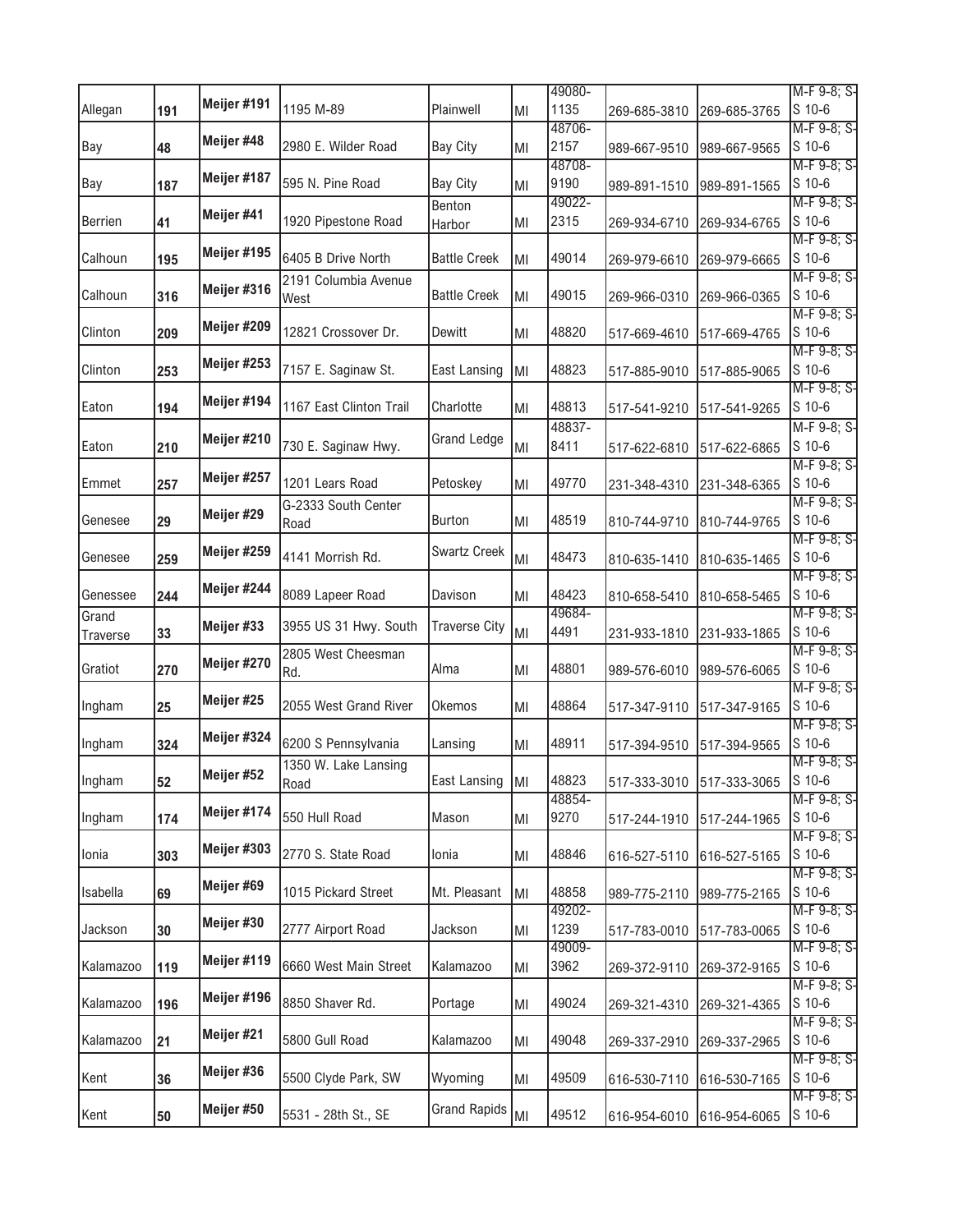| Allegan | 191 | Meijer #191 | 1195 M-89 | Plainwell | MI | 49080-1135 | 269-685-3810 | 269-685-3765 | M-F 9-8; S-S 10-6 |
|---|---|---|---|---|---|---|---|---|---|
| Bay | 48 | Meijer #48 | 2980 E. Wilder Road | Bay City | MI | 48706-2157 | 989-667-9510 | 989-667-9565 | M-F 9-8; S-S 10-6 |
| Bay | 187 | Meijer #187 | 595 N. Pine Road | Bay City | MI | 48708-9190 | 989-891-1510 | 989-891-1565 | M-F 9-8; S-S 10-6 |
| Berrien | 41 | Meijer #41 | 1920 Pipestone Road | Benton Harbor | MI | 49022-2315 | 269-934-6710 | 269-934-6765 | M-F 9-8; S-S 10-6 |
| Calhoun | 195 | Meijer #195 | 6405 B Drive North | Battle Creek | MI | 49014 | 269-979-6610 | 269-979-6665 | M-F 9-8; S-S 10-6 |
| Calhoun | 316 | Meijer #316 | 2191 Columbia Avenue West | Battle Creek | MI | 49015 | 269-966-0310 | 269-966-0365 | M-F 9-8; S-S 10-6 |
| Clinton | 209 | Meijer #209 | 12821 Crossover Dr. | Dewitt | MI | 48820 | 517-669-4610 | 517-669-4765 | M-F 9-8; S-S 10-6 |
| Clinton | 253 | Meijer #253 | 7157 E. Saginaw St. | East Lansing | MI | 48823 | 517-885-9010 | 517-885-9065 | M-F 9-8; S-S 10-6 |
| Eaton | 194 | Meijer #194 | 1167 East Clinton Trail | Charlotte | MI | 48813 | 517-541-9210 | 517-541-9265 | M-F 9-8; S-S 10-6 |
| Eaton | 210 | Meijer #210 | 730 E. Saginaw Hwy. | Grand Ledge | MI | 48837-8411 | 517-622-6810 | 517-622-6865 | M-F 9-8; S-S 10-6 |
| Emmet | 257 | Meijer #257 | 1201 Lears Road | Petoskey | MI | 49770 | 231-348-4310 | 231-348-6365 | M-F 9-8; S-S 10-6 |
| Genesee | 29 | Meijer #29 | G-2333 South Center Road | Burton | MI | 48519 | 810-744-9710 | 810-744-9765 | M-F 9-8; S-S 10-6 |
| Genesee | 259 | Meijer #259 | 4141 Morrish Rd. | Swartz Creek | MI | 48473 | 810-635-1410 | 810-635-1465 | M-F 9-8; S-S 10-6 |
| Genessee | 244 | Meijer #244 | 8089 Lapeer Road | Davison | MI | 48423 | 810-658-5410 | 810-658-5465 | M-F 9-8; S-S 10-6 |
| Grand Traverse | 33 | Meijer #33 | 3955 US 31 Hwy. South | Traverse City | MI | 49684-4491 | 231-933-1810 | 231-933-1865 | M-F 9-8; S-S 10-6 |
| Gratiot | 270 | Meijer #270 | 2805 West Cheesman Rd. | Alma | MI | 48801 | 989-576-6010 | 989-576-6065 | M-F 9-8; S-S 10-6 |
| Ingham | 25 | Meijer #25 | 2055 West Grand River | Okemos | MI | 48864 | 517-347-9110 | 517-347-9165 | M-F 9-8; S-S 10-6 |
| Ingham | 324 | Meijer #324 | 6200 S Pennsylvania | Lansing | MI | 48911 | 517-394-9510 | 517-394-9565 | M-F 9-8; S-S 10-6 |
| Ingham | 52 | Meijer #52 | 1350 W. Lake Lansing Road | East Lansing | MI | 48823 | 517-333-3010 | 517-333-3065 | M-F 9-8; S-S 10-6 |
| Ingham | 174 | Meijer #174 | 550 Hull Road | Mason | MI | 48854-9270 | 517-244-1910 | 517-244-1965 | M-F 9-8; S-S 10-6 |
| Ionia | 303 | Meijer #303 | 2770 S. State Road | Ionia | MI | 48846 | 616-527-5110 | 616-527-5165 | M-F 9-8; S-S 10-6 |
| Isabella | 69 | Meijer #69 | 1015 Pickard Street | Mt. Pleasant | MI | 48858 | 989-775-2110 | 989-775-2165 | M-F 9-8; S-S 10-6 |
| Jackson | 30 | Meijer #30 | 2777 Airport Road | Jackson | MI | 49202-1239 | 517-783-0010 | 517-783-0065 | M-F 9-8; S-S 10-6 |
| Kalamazoo | 119 | Meijer #119 | 6660 West Main Street | Kalamazoo | MI | 49009-3962 | 269-372-9110 | 269-372-9165 | M-F 9-8; S-S 10-6 |
| Kalamazoo | 196 | Meijer #196 | 8850 Shaver Rd. | Portage | MI | 49024 | 269-321-4310 | 269-321-4365 | M-F 9-8; S-S 10-6 |
| Kalamazoo | 21 | Meijer #21 | 5800 Gull Road | Kalamazoo | MI | 49048 | 269-337-2910 | 269-337-2965 | M-F 9-8; S-S 10-6 |
| Kent | 36 | Meijer #36 | 5500 Clyde Park, SW | Wyoming | MI | 49509 | 616-530-7110 | 616-530-7165 | M-F 9-8; S-S 10-6 |
| Kent | 50 | Meijer #50 | 5531 - 28th St., SE | Grand Rapids | MI | 49512 | 616-954-6010 | 616-954-6065 | M-F 9-8; S-S 10-6 |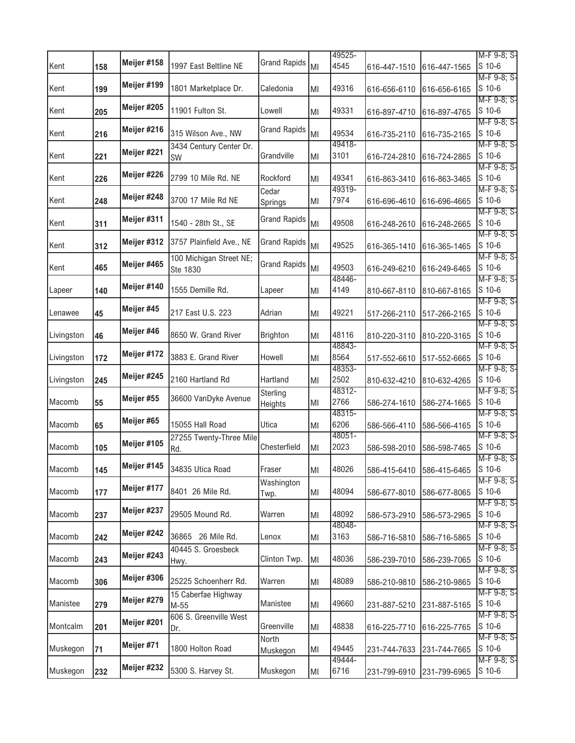| Kent | 158 | Meijer #158 | 1997 East Beltline NE | Grand Rapids | MI | 49525-4545 | 616-447-1510 | 616-447-1565 | M-F 9-8; S-S 10-6 |
|---|---|---|---|---|---|---|---|---|---|
| Kent | 199 | Meijer #199 | 1801 Marketplace Dr. | Caledonia | MI | 49316 | 616-656-6110 | 616-656-6165 | M-F 9-8; S-S 10-6 |
| Kent | 205 | Meijer #205 | 11901 Fulton St. | Lowell | MI | 49331 | 616-897-4710 | 616-897-4765 | M-F 9-8; S-S 10-6 |
| Kent | 216 | Meijer #216 | 315 Wilson Ave., NW | Grand Rapids | MI | 49534 | 616-735-2110 | 616-735-2165 | M-F 9-8; S-S 10-6 |
| Kent | 221 | Meijer #221 | 3434 Century Center Dr. SW | Grandville | MI | 49418-3101 | 616-724-2810 | 616-724-2865 | M-F 9-8; S-S 10-6 |
| Kent | 226 | Meijer #226 | 2799 10 Mile Rd. NE | Rockford | MI | 49341 | 616-863-3410 | 616-863-3465 | M-F 9-8; S-S 10-6 |
| Kent | 248 | Meijer #248 | 3700 17 Mile Rd NE | Cedar Springs | MI | 49319-7974 | 616-696-4610 | 616-696-4665 | M-F 9-8; S-S 10-6 |
| Kent | 311 | Meijer #311 | 1540 - 28th St., SE | Grand Rapids | MI | 49508 | 616-248-2610 | 616-248-2665 | M-F 9-8; S-S 10-6 |
| Kent | 312 | Meijer #312 | 3757 Plainfield Ave., NE | Grand Rapids | MI | 49525 | 616-365-1410 | 616-365-1465 | M-F 9-8; S-S 10-6 |
| Kent | 465 | Meijer #465 | 100 Michigan Street NE; Ste 1830 | Grand Rapids | MI | 49503 | 616-249-6210 | 616-249-6465 | M-F 9-8; S-S 10-6 |
| Lapeer | 140 | Meijer #140 | 1555 Demille Rd. | Lapeer | MI | 48446-4149 | 810-667-8110 | 810-667-8165 | M-F 9-8; S-S 10-6 |
| Lenawee | 45 | Meijer #45 | 217 East U.S. 223 | Adrian | MI | 49221 | 517-266-2110 | 517-266-2165 | M-F 9-8; S-S 10-6 |
| Livingston | 46 | Meijer #46 | 8650 W. Grand River | Brighton | MI | 48116 | 810-220-3110 | 810-220-3165 | M-F 9-8; S-S 10-6 |
| Livingston | 172 | Meijer #172 | 3883 E. Grand River | Howell | MI | 48843-8564 | 517-552-6610 | 517-552-6665 | M-F 9-8; S-S 10-6 |
| Livingston | 245 | Meijer #245 | 2160 Hartland Rd | Hartland | MI | 48353-2502 | 810-632-4210 | 810-632-4265 | M-F 9-8; S-S 10-6 |
| Macomb | 55 | Meijer #55 | 36600 VanDyke Avenue | Sterling Heights | MI | 48312-2766 | 586-274-1610 | 586-274-1665 | M-F 9-8; S-S 10-6 |
| Macomb | 65 | Meijer #65 | 15055 Hall Road | Utica | MI | 48315-6206 | 586-566-4110 | 586-566-4165 | M-F 9-8; S-S 10-6 |
| Macomb | 105 | Meijer #105 | 27255 Twenty-Three Mile Rd. | Chesterfield | MI | 48051-2023 | 586-598-2010 | 586-598-7465 | M-F 9-8; S-S 10-6 |
| Macomb | 145 | Meijer #145 | 34835 Utica Road | Fraser | MI | 48026 | 586-415-6410 | 586-415-6465 | M-F 9-8; S-S 10-6 |
| Macomb | 177 | Meijer #177 | 8401 26 Mile Rd. | Washington Twp. | MI | 48094 | 586-677-8010 | 586-677-8065 | M-F 9-8; S-S 10-6 |
| Macomb | 237 | Meijer #237 | 29505 Mound Rd. | Warren | MI | 48092 | 586-573-2910 | 586-573-2965 | M-F 9-8; S-S 10-6 |
| Macomb | 242 | Meijer #242 | 36865 26 Mile Rd. | Lenox | MI | 48048-3163 | 586-716-5810 | 586-716-5865 | M-F 9-8; S-S 10-6 |
| Macomb | 243 | Meijer #243 | 40445 S. Groesbeck Hwy. | Clinton Twp. | MI | 48036 | 586-239-7010 | 586-239-7065 | M-F 9-8; S-S 10-6 |
| Macomb | 306 | Meijer #306 | 25225 Schoenherr Rd. | Warren | MI | 48089 | 586-210-9810 | 586-210-9865 | M-F 9-8; S-S 10-6 |
| Manistee | 279 | Meijer #279 | 15 Caberfae Highway M-55 | Manistee | MI | 49660 | 231-887-5210 | 231-887-5165 | M-F 9-8; S-S 10-6 |
| Montcalm | 201 | Meijer #201 | 606 S. Greenville West Dr. | Greenville | MI | 48838 | 616-225-7710 | 616-225-7765 | M-F 9-8; S-S 10-6 |
| Muskegon | 71 | Meijer #71 | 1800 Holton Road | North Muskegon | MI | 49445 | 231-744-7633 | 231-744-7665 | M-F 9-8; S-S 10-6 |
| Muskegon | 232 | Meijer #232 | 5300 S. Harvey St. | Muskegon | MI | 49444-6716 | 231-799-6910 | 231-799-6965 | M-F 9-8; S-S 10-6 |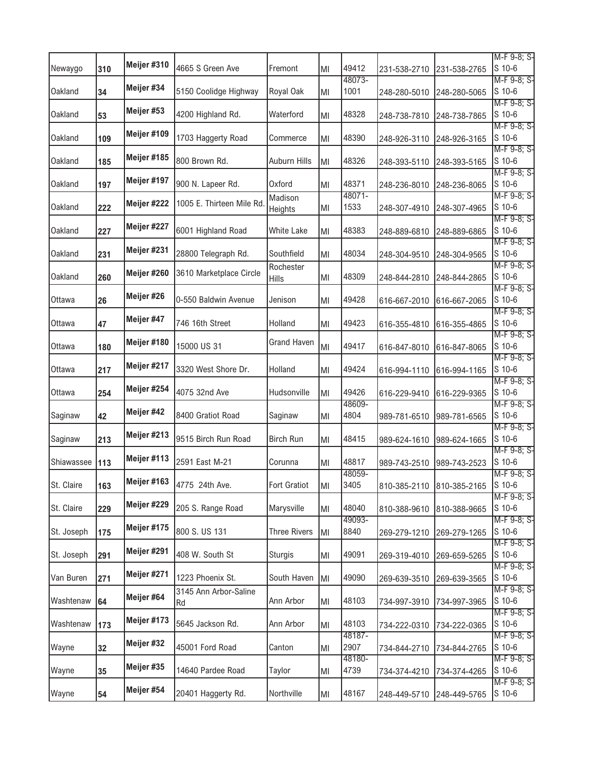| | | | | | | | | | |
|---|---|---|---|---|---|---|---|---|---|
| Newaygo | 310 | Meijer #310 | 4665 S Green Ave | Fremont | MI | 49412 | 231-538-2710 | 231-538-2765 | M-F 9-8; S-S 10-6 |
| Oakland | 34 | Meijer #34 | 5150 Coolidge Highway | Royal Oak | MI | 48073-1001 | 248-280-5010 | 248-280-5065 | M-F 9-8; S-S 10-6 |
| Oakland | 53 | Meijer #53 | 4200 Highland Rd. | Waterford | MI | 48328 | 248-738-7810 | 248-738-7865 | M-F 9-8; S-S 10-6 |
| Oakland | 109 | Meijer #109 | 1703 Haggerty Road | Commerce | MI | 48390 | 248-926-3110 | 248-926-3165 | M-F 9-8; S-S 10-6 |
| Oakland | 185 | Meijer #185 | 800 Brown Rd. | Auburn Hills | MI | 48326 | 248-393-5110 | 248-393-5165 | M-F 9-8; S-S 10-6 |
| Oakland | 197 | Meijer #197 | 900 N. Lapeer Rd. | Oxford | MI | 48371 | 248-236-8010 | 248-236-8065 | M-F 9-8; S-S 10-6 |
| Oakland | 222 | Meijer #222 | 1005 E. Thirteen Mile Rd. | Madison Heights | MI | 48071-1533 | 248-307-4910 | 248-307-4965 | M-F 9-8; S-S 10-6 |
| Oakland | 227 | Meijer #227 | 6001 Highland Road | White Lake | MI | 48383 | 248-889-6810 | 248-889-6865 | M-F 9-8; S-S 10-6 |
| Oakland | 231 | Meijer #231 | 28800 Telegraph Rd. | Southfield | MI | 48034 | 248-304-9510 | 248-304-9565 | M-F 9-8; S-S 10-6 |
| Oakland | 260 | Meijer #260 | 3610 Marketplace Circle | Rochester Hills | MI | 48309 | 248-844-2810 | 248-844-2865 | M-F 9-8; S-S 10-6 |
| Ottawa | 26 | Meijer #26 | 0-550 Baldwin Avenue | Jenison | MI | 49428 | 616-667-2010 | 616-667-2065 | M-F 9-8; S-S 10-6 |
| Ottawa | 47 | Meijer #47 | 746 16th Street | Holland | MI | 49423 | 616-355-4810 | 616-355-4865 | M-F 9-8; S-S 10-6 |
| Ottawa | 180 | Meijer #180 | 15000 US 31 | Grand Haven | MI | 49417 | 616-847-8010 | 616-847-8065 | M-F 9-8; S-S 10-6 |
| Ottawa | 217 | Meijer #217 | 3320 West Shore Dr. | Holland | MI | 49424 | 616-994-1110 | 616-994-1165 | M-F 9-8; S-S 10-6 |
| Ottawa | 254 | Meijer #254 | 4075 32nd Ave | Hudsonville | MI | 49426 | 616-229-9410 | 616-229-9365 | M-F 9-8; S-S 10-6 |
| Saginaw | 42 | Meijer #42 | 8400 Gratiot Road | Saginaw | MI | 48609-4804 | 989-781-6510 | 989-781-6565 | M-F 9-8; S-S 10-6 |
| Saginaw | 213 | Meijer #213 | 9515 Birch Run Road | Birch Run | MI | 48415 | 989-624-1610 | 989-624-1665 | M-F 9-8; S-S 10-6 |
| Shiawassee | 113 | Meijer #113 | 2591 East M-21 | Corunna | MI | 48817 | 989-743-2510 | 989-743-2523 | M-F 9-8; S-S 10-6 |
| St. Claire | 163 | Meijer #163 | 4775 24th Ave. | Fort Gratiot | MI | 48059-3405 | 810-385-2110 | 810-385-2165 | M-F 9-8; S-S 10-6 |
| St. Claire | 229 | Meijer #229 | 205 S. Range Road | Marysville | MI | 48040 | 810-388-9610 | 810-388-9665 | M-F 9-8; S-S 10-6 |
| St. Joseph | 175 | Meijer #175 | 800 S. US 131 | Three Rivers | MI | 49093-8840 | 269-279-1210 | 269-279-1265 | M-F 9-8; S-S 10-6 |
| St. Joseph | 291 | Meijer #291 | 408 W. South St | Sturgis | MI | 49091 | 269-319-4010 | 269-659-5265 | M-F 9-8; S-S 10-6 |
| Van Buren | 271 | Meijer #271 | 1223 Phoenix St. | South Haven | MI | 49090 | 269-639-3510 | 269-639-3565 | M-F 9-8; S-S 10-6 |
| Washtenaw | 64 | Meijer #64 | 3145 Ann Arbor-Saline Rd | Ann Arbor | MI | 48103 | 734-997-3910 | 734-997-3965 | M-F 9-8; S-S 10-6 |
| Washtenaw | 173 | Meijer #173 | 5645 Jackson Rd. | Ann Arbor | MI | 48103 | 734-222-0310 | 734-222-0365 | M-F 9-8; S-S 10-6 |
| Wayne | 32 | Meijer #32 | 45001 Ford Road | Canton | MI | 48187-2907 | 734-844-2710 | 734-844-2765 | M-F 9-8; S-S 10-6 |
| Wayne | 35 | Meijer #35 | 14640 Pardee Road | Taylor | MI | 48180-4739 | 734-374-4210 | 734-374-4265 | M-F 9-8; S-S 10-6 |
| Wayne | 54 | Meijer #54 | 20401 Haggerty Rd. | Northville | MI | 48167 | 248-449-5710 | 248-449-5765 | M-F 9-8; S-S 10-6 |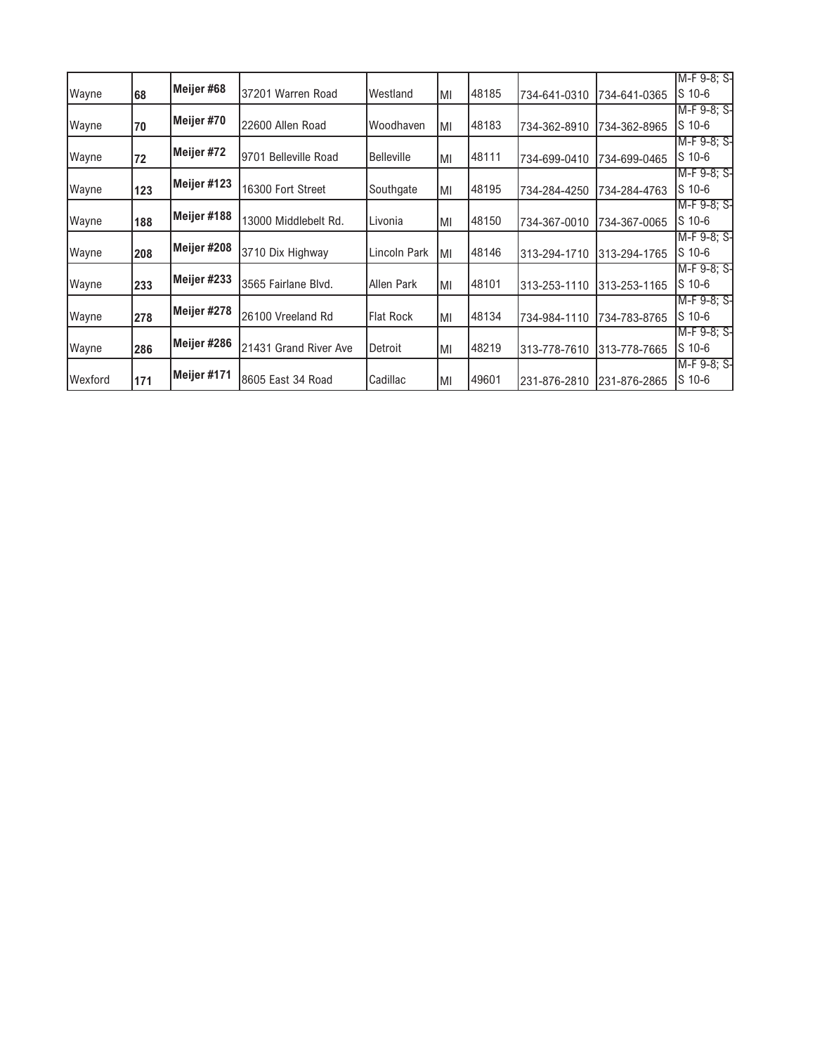| Wayne | 68 | Meijer #68 | 37201 Warren Road | Westland | MI | 48185 | 734-641-0310 | 734-641-0365 | M-F 9-8; S-S 10-6 |
|---|---|---|---|---|---|---|---|---|---|
| Wayne | 70 | Meijer #70 | 22600 Allen Road | Woodhaven | MI | 48183 | 734-362-8910 | 734-362-8965 | M-F 9-8; S-S 10-6 |
| Wayne | 72 | Meijer #72 | 9701 Belleville Road | Belleville | MI | 48111 | 734-699-0410 | 734-699-0465 | M-F 9-8; S-S 10-6 |
| Wayne | 123 | Meijer #123 | 16300 Fort Street | Southgate | MI | 48195 | 734-284-4250 | 734-284-4763 | M-F 9-8; S-S 10-6 |
| Wayne | 188 | Meijer #188 | 13000 Middlebelt Rd. | Livonia | MI | 48150 | 734-367-0010 | 734-367-0065 | M-F 9-8; S-S 10-6 |
| Wayne | 208 | Meijer #208 | 3710 Dix Highway | Lincoln Park | MI | 48146 | 313-294-1710 | 313-294-1765 | M-F 9-8; S-S 10-6 |
| Wayne | 233 | Meijer #233 | 3565 Fairlane Blvd. | Allen Park | MI | 48101 | 313-253-1110 | 313-253-1165 | M-F 9-8; S-S 10-6 |
| Wayne | 278 | Meijer #278 | 26100 Vreeland Rd | Flat Rock | MI | 48134 | 734-984-1110 | 734-783-8765 | M-F 9-8; S-S 10-6 |
| Wayne | 286 | Meijer #286 | 21431 Grand River Ave | Detroit | MI | 48219 | 313-778-7610 | 313-778-7665 | M-F 9-8; S-S 10-6 |
| Wexford | 171 | Meijer #171 | 8605 East 34 Road | Cadillac | MI | 49601 | 231-876-2810 | 231-876-2865 | M-F 9-8; S-S 10-6 |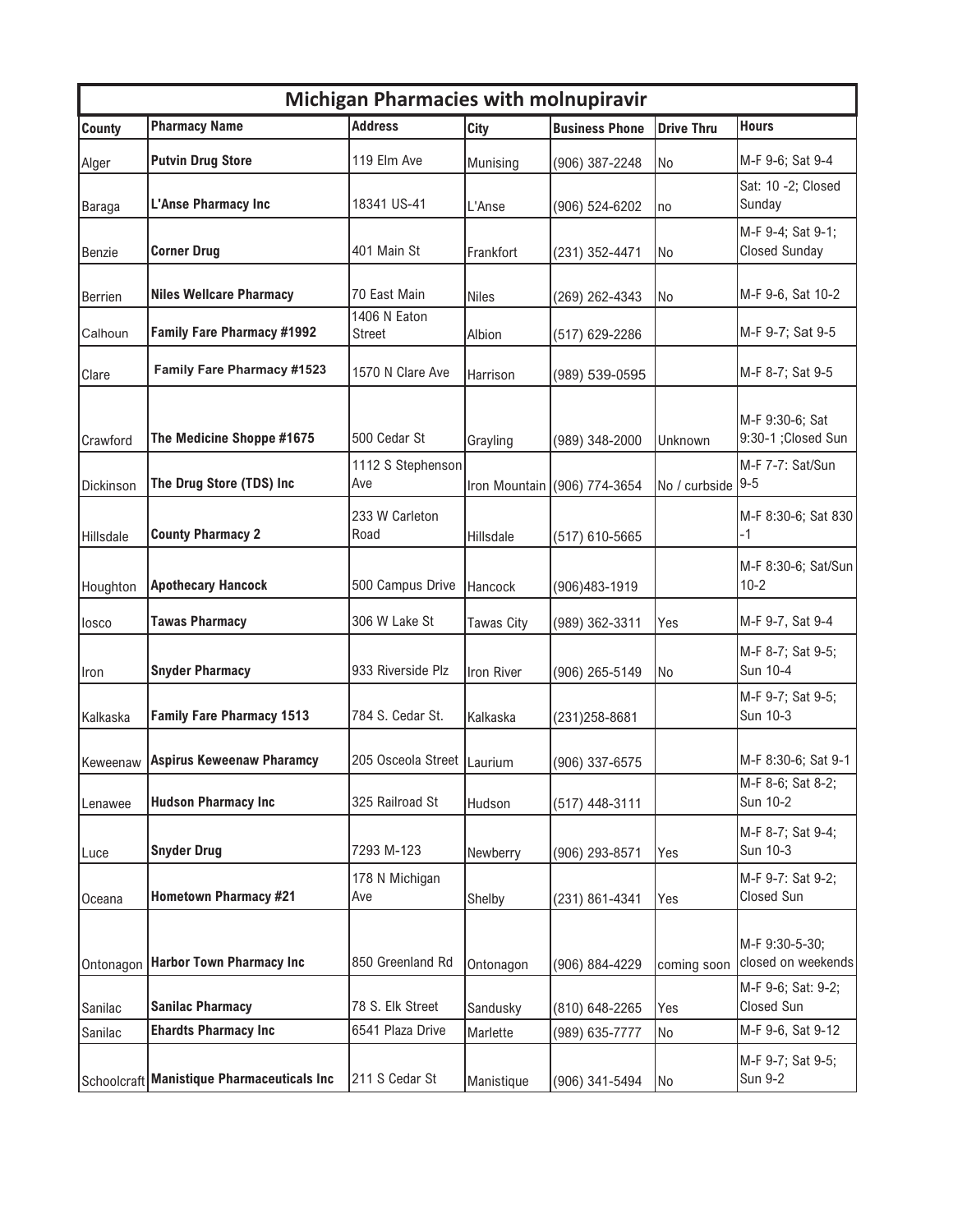## Michigan Pharmacies with molnupiravir

| County | Pharmacy Name | Address | City | Business Phone | Drive Thru | Hours |
|---|---|---|---|---|---|---|
| Alger | **Putvin Drug Store** | 119 Elm Ave | Munising | (906) 387-2248 | No | M-F 9-6; Sat 9-4 |
| Baraga | **L'Anse Pharmacy Inc** | 18341 US-41 | L'Anse | (906) 524-6202 | no | Sat: 10 -2; Closed Sunday |
| Benzie | **Corner Drug** | 401 Main St | Frankfort | (231) 352-4471 | No | M-F 9-4; Sat 9-1; Closed Sunday |
| Berrien | **Niles Wellcare Pharmacy** | 70 East Main | Niles | (269) 262-4343 | No | M-F 9-6, Sat 10-2 |
| Calhoun | **Family Fare Pharmacy #1992** | 1406 N Eaton Street | Albion | (517) 629-2286 | | M-F 9-7; Sat 9-5 |
| Clare | **Family Fare Pharmacy #1523** | 1570 N Clare Ave | Harrison | (989) 539-0595 | | M-F 8-7; Sat 9-5 |
| Crawford | **The Medicine Shoppe #1675** | 500 Cedar St | Grayling | (989) 348-2000 | Unknown | M-F 9:30-6; Sat 9:30-1 ;Closed Sun |
| Dickinson | **The Drug Store (TDS) Inc** | 1112 S Stephenson Ave | Iron Mountain | (906) 774-3654 | No / curbside | M-F 7-7: Sat/Sun 9-5 |
| Hillsdale | **County Pharmacy 2** | 233 W Carleton Road | Hillsdale | (517) 610-5665 | | M-F 8:30-6; Sat 830 -1 |
| Houghton | **Apothecary Hancock** | 500 Campus Drive | Hancock | (906)483-1919 | | M-F 8:30-6; Sat/Sun 10-2 |
| Iosco | **Tawas Pharmacy** | 306 W Lake St | Tawas City | (989) 362-3311 | Yes | M-F 9-7, Sat 9-4 |
| Iron | **Snyder Pharmacy** | 933 Riverside Plz | Iron River | (906) 265-5149 | No | M-F 8-7; Sat 9-5; Sun 10-4 |
| Kalkaska | **Family Fare Pharmacy 1513** | 784 S. Cedar St. | Kalkaska | (231)258-8681 | | M-F 9-7; Sat 9-5; Sun 10-3 |
| Keweenaw | **Aspirus Keweenaw Pharamcy** | 205 Osceola Street | Laurium | (906) 337-6575 | | M-F 8:30-6; Sat 9-1 |
| Lenawee | **Hudson Pharmacy Inc** | 325 Railroad St | Hudson | (517) 448-3111 | | M-F 8-6; Sat 8-2; Sun 10-2 |
| Luce | **Snyder Drug** | 7293 M-123 | Newberry | (906) 293-8571 | Yes | M-F 8-7; Sat 9-4; Sun 10-3 |
| Oceana | **Hometown Pharmacy #21** | 178 N Michigan Ave | Shelby | (231) 861-4341 | Yes | M-F 9-7: Sat 9-2; Closed Sun |
| Ontonagon | **Harbor Town Pharmacy Inc** | 850 Greenland Rd | Ontonagon | (906) 884-4229 | coming soon | M-F 9:30-5-30; closed on weekends |
| Sanilac | **Sanilac Pharmacy** | 78 S. Elk Street | Sandusky | (810) 648-2265 | Yes | M-F 9-6; Sat: 9-2; Closed Sun |
| Sanilac | **Ehardts Pharmacy Inc** | 6541 Plaza Drive | Marlette | (989) 635-7777 | No | M-F 9-6, Sat 9-12 |
| Schoolcraft | **Manistique Pharmaceuticals Inc** | 211 S Cedar St | Manistique | (906) 341-5494 | No | M-F 9-7; Sat 9-5; Sun 9-2 |